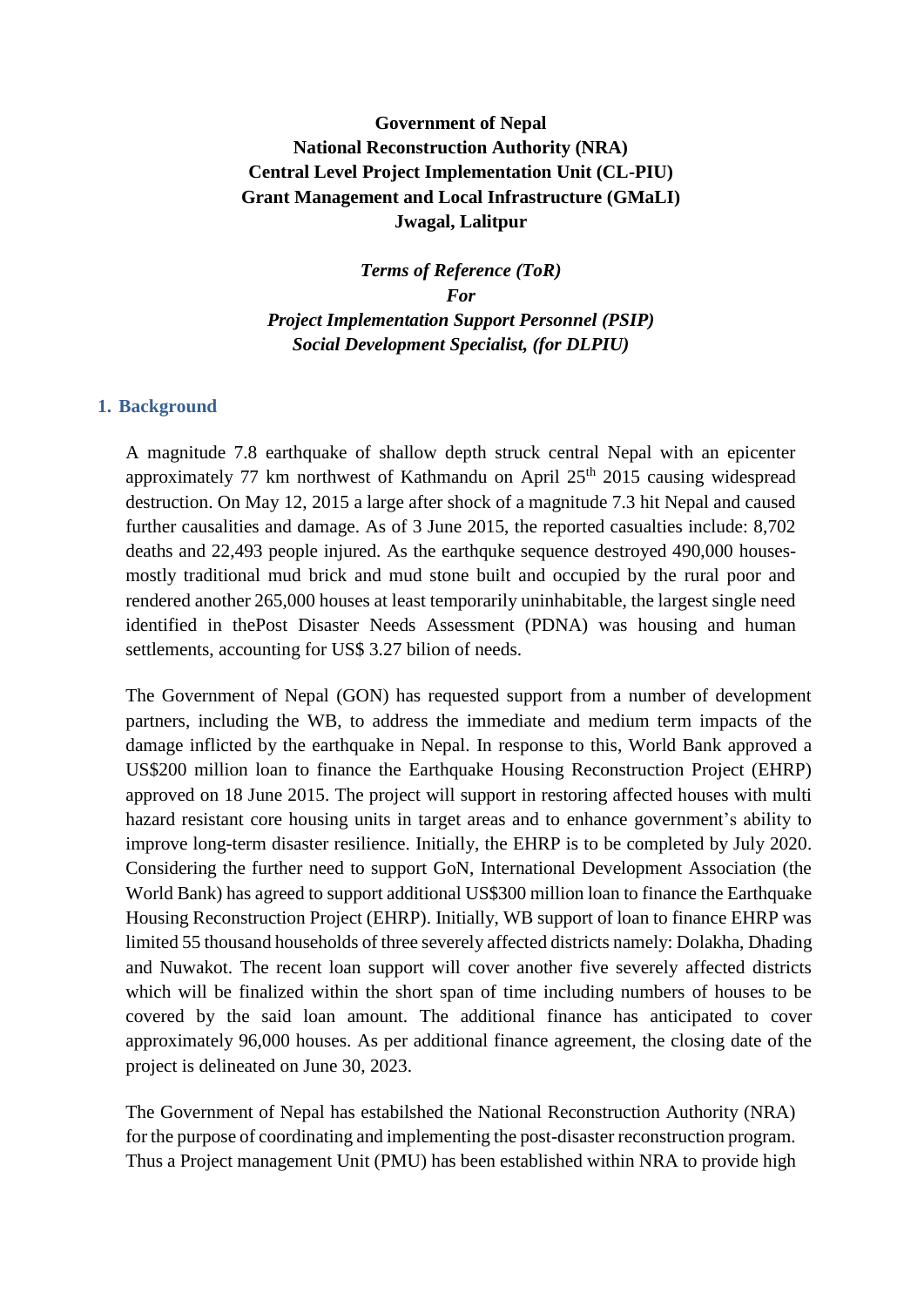**Government of Nepal**
**National Reconstruction Authority (NRA)**
**Central Level Project Implementation Unit (CL-PIU)**
**Grant Management and Local Infrastructure (GMaLI)**
**Jwagal, Lalitpur**

***Terms of Reference (ToR)***
***For***
***Project Implementation Support Personnel (PSIP)***
***Social Development Specialist, (for DLPIU)***

## 1. Background

A magnitude 7.8 earthquake of shallow depth struck central Nepal with an epicenter approximately 77 km northwest of Kathmandu on April 25th 2015 causing widespread destruction. On May 12, 2015 a large after shock of a magnitude 7.3 hit Nepal and caused further causalities and damage. As of 3 June 2015, the reported casualties include: 8,702 deaths and 22,493 people injured. As the earthquke sequence destroyed 490,000 houses-mostly traditional mud brick and mud stone built and occupied by the rural poor and rendered another 265,000 houses at least temporarily uninhabitable, the largest single need identified in thePost Disaster Needs Assessment (PDNA) was housing and human settlements, accounting for US$ 3.27 bilion of needs.

The Government of Nepal (GON) has requested support from a number of development partners, including the WB, to address the immediate and medium term impacts of the damage inflicted by the earthquake in Nepal. In response to this, World Bank approved a US$200 million loan to finance the Earthquake Housing Reconstruction Project (EHRP) approved on 18 June 2015. The project will support in restoring affected houses with multi hazard resistant core housing units in target areas and to enhance government's ability to improve long-term disaster resilience. Initially, the EHRP is to be completed by July 2020. Considering the further need to support GoN, International Development Association (the World Bank) has agreed to support additional US$300 million loan to finance the Earthquake Housing Reconstruction Project (EHRP). Initially, WB support of loan to finance EHRP was limited 55 thousand households of three severely affected districts namely: Dolakha, Dhading and Nuwakot. The recent loan support will cover another five severely affected districts which will be finalized within the short span of time including numbers of houses to be covered by the said loan amount. The additional finance has anticipated to cover approximately 96,000 houses. As per additional finance agreement, the closing date of the project is delineated on June 30, 2023.

The Government of Nepal has estabilshed the National Reconstruction Authority (NRA) for the purpose of coordinating and implementing the post-disaster reconstruction program. Thus a Project management Unit (PMU) has been established within NRA to provide high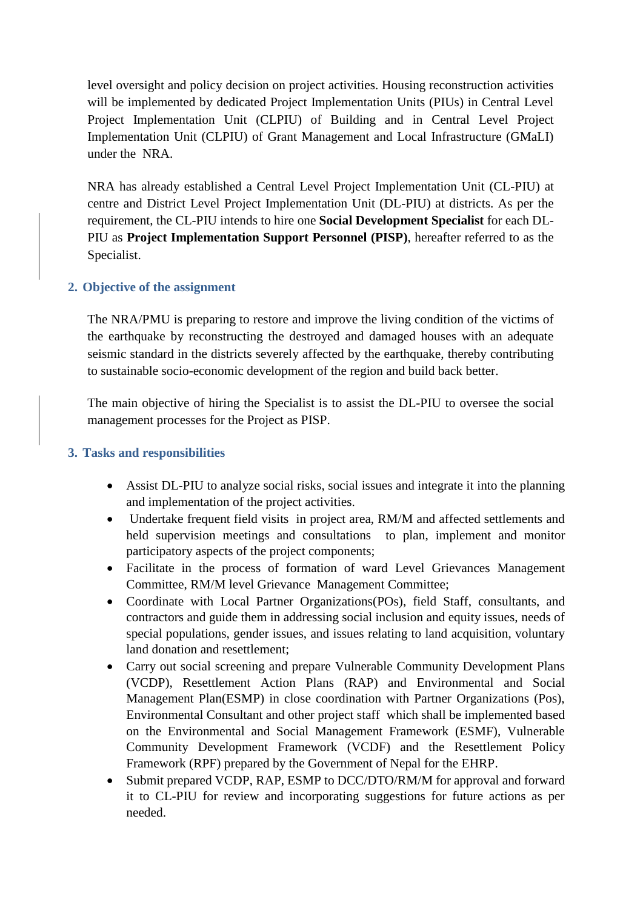level oversight and policy decision on project activities. Housing reconstruction activities will be implemented by dedicated Project Implementation Units (PIUs) in Central Level Project Implementation Unit (CLPIU) of Building and in Central Level Project Implementation Unit (CLPIU) of Grant Management and Local Infrastructure (GMaLI) under the NRA.

NRA has already established a Central Level Project Implementation Unit (CL-PIU) at centre and District Level Project Implementation Unit (DL-PIU) at districts. As per the requirement, the CL-PIU intends to hire one **Social Development Specialist** for each DL-PIU as **Project Implementation Support Personnel (PISP)**, hereafter referred to as the Specialist.

## 2. Objective of the assignment

The NRA/PMU is preparing to restore and improve the living condition of the victims of the earthquake by reconstructing the destroyed and damaged houses with an adequate seismic standard in the districts severely affected by the earthquake, thereby contributing to sustainable socio-economic development of the region and build back better.

The main objective of hiring the Specialist is to assist the DL-PIU to oversee the social management processes for the Project as PISP.

## 3. Tasks and responsibilities

- Assist DL-PIU to analyze social risks, social issues and integrate it into the planning and implementation of the project activities.
- Undertake frequent field visits in project area, RM/M and affected settlements and held supervision meetings and consultations to plan, implement and monitor participatory aspects of the project components;
- Facilitate in the process of formation of ward Level Grievances Management Committee, RM/M level Grievance Management Committee;
- Coordinate with Local Partner Organizations(POs), field Staff, consultants, and contractors and guide them in addressing social inclusion and equity issues, needs of special populations, gender issues, and issues relating to land acquisition, voluntary land donation and resettlement;
- Carry out social screening and prepare Vulnerable Community Development Plans (VCDP), Resettlement Action Plans (RAP) and Environmental and Social Management Plan(ESMP) in close coordination with Partner Organizations (Pos), Environmental Consultant and other project staff which shall be implemented based on the Environmental and Social Management Framework (ESMF), Vulnerable Community Development Framework (VCDF) and the Resettlement Policy Framework (RPF) prepared by the Government of Nepal for the EHRP.
- Submit prepared VCDP, RAP, ESMP to DCC/DTO/RM/M for approval and forward it to CL-PIU for review and incorporating suggestions for future actions as per needed.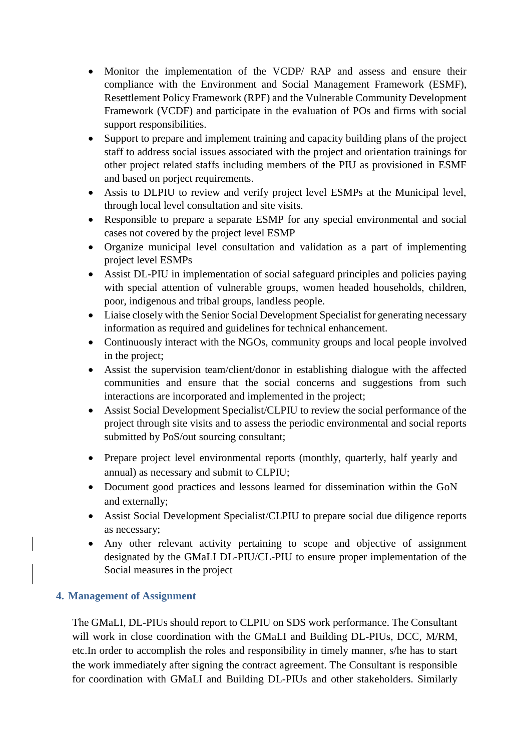- Monitor the implementation of the VCDP/ RAP and assess and ensure their compliance with the Environment and Social Management Framework (ESMF), Resettlement Policy Framework (RPF) and the Vulnerable Community Development Framework (VCDF) and participate in the evaluation of POs and firms with social support responsibilities.
- Support to prepare and implement training and capacity building plans of the project staff to address social issues associated with the project and orientation trainings for other project related staffs including members of the PIU as provisioned in ESMF and based on porject requirements.
- Assis to DLPIU to review and verify project level ESMPs at the Municipal level, through local level consultation and site visits.
- Responsible to prepare a separate ESMP for any special environmental and social cases not covered by the project level ESMP
- Organize municipal level consultation and validation as a part of implementing project level ESMPs
- Assist DL-PIU in implementation of social safeguard principles and policies paying with special attention of vulnerable groups, women headed households, children, poor, indigenous and tribal groups, landless people.
- Liaise closely with the Senior Social Development Specialist for generating necessary information as required and guidelines for technical enhancement.
- Continuously interact with the NGOs, community groups and local people involved in the project;
- Assist the supervision team/client/donor in establishing dialogue with the affected communities and ensure that the social concerns and suggestions from such interactions are incorporated and implemented in the project;
- Assist Social Development Specialist/CLPIU to review the social performance of the project through site visits and to assess the periodic environmental and social reports submitted by PoS/out sourcing consultant;
- Prepare project level environmental reports (monthly, quarterly, half yearly and annual) as necessary and submit to CLPIU;
- Document good practices and lessons learned for dissemination within the GoN and externally;
- Assist Social Development Specialist/CLPIU to prepare social due diligence reports as necessary;
- Any other relevant activity pertaining to scope and objective of assignment designated by the GMaLI DL-PIU/CL-PIU to ensure proper implementation of the Social measures in the project

## 4. Management of Assignment

The GMaLI, DL-PIUs should report to CLPIU on SDS work performance. The Consultant will work in close coordination with the GMaLI and Building DL-PIUs, DCC, M/RM, etc.In order to accomplish the roles and responsibility in timely manner, s/he has to start the work immediately after signing the contract agreement. The Consultant is responsible for coordination with GMaLI and Building DL-PIUs and other stakeholders. Similarly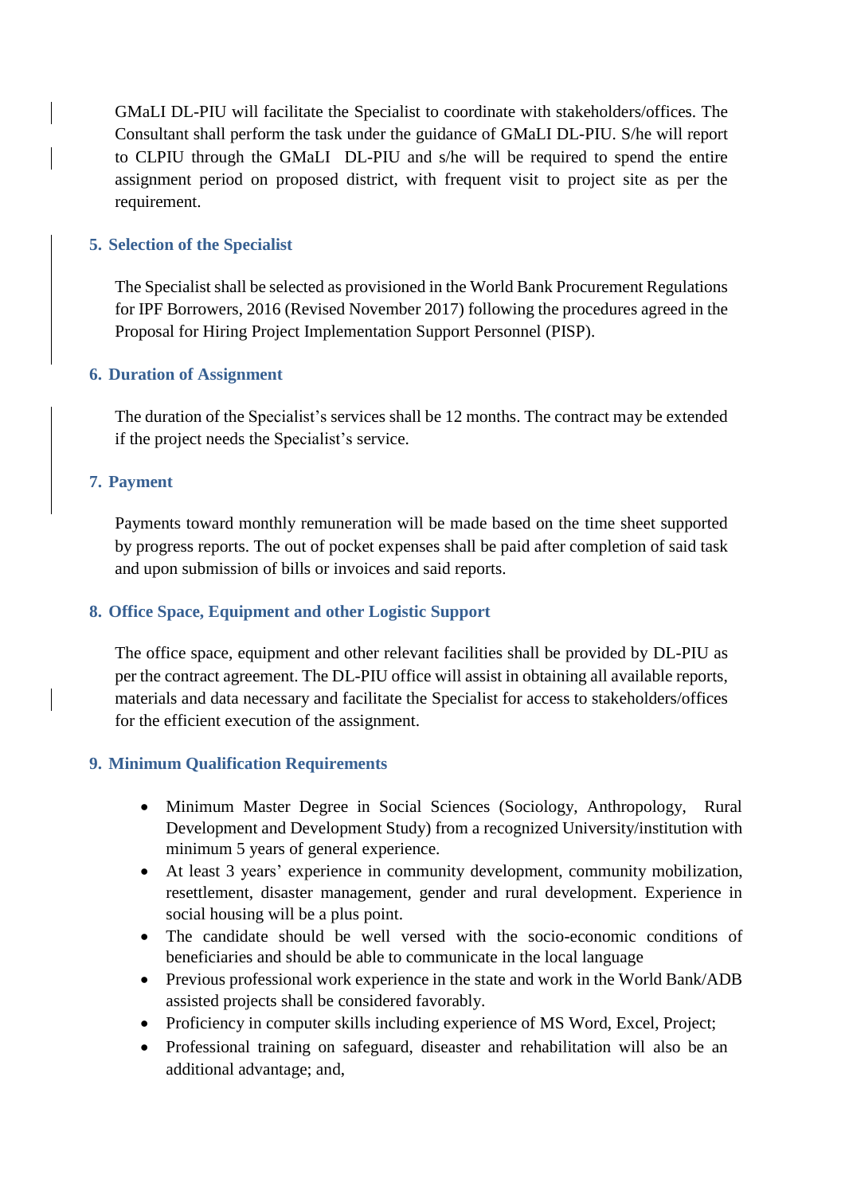GMaLI DL-PIU will facilitate the Specialist to coordinate with stakeholders/offices. The Consultant shall perform the task under the guidance of GMaLI DL-PIU. S/he will report to CLPIU through the GMaLI DL-PIU and s/he will be required to spend the entire assignment period on proposed district, with frequent visit to project site as per the requirement.

## 5. Selection of the Specialist

The Specialist shall be selected as provisioned in the World Bank Procurement Regulations for IPF Borrowers, 2016 (Revised November 2017) following the procedures agreed in the Proposal for Hiring Project Implementation Support Personnel (PISP).

## 6. Duration of Assignment

The duration of the Specialist's services shall be 12 months. The contract may be extended if the project needs the Specialist's service.

## 7. Payment

Payments toward monthly remuneration will be made based on the time sheet supported by progress reports. The out of pocket expenses shall be paid after completion of said task and upon submission of bills or invoices and said reports.

## 8. Office Space, Equipment and other Logistic Support

The office space, equipment and other relevant facilities shall be provided by DL-PIU as per the contract agreement. The DL-PIU office will assist in obtaining all available reports, materials and data necessary and facilitate the Specialist for access to stakeholders/offices for the efficient execution of the assignment.

## 9. Minimum Qualification Requirements

- Minimum Master Degree in Social Sciences (Sociology, Anthropology, Rural Development and Development Study) from a recognized University/institution with minimum 5 years of general experience.
- At least 3 years' experience in community development, community mobilization, resettlement, disaster management, gender and rural development. Experience in social housing will be a plus point.
- The candidate should be well versed with the socio-economic conditions of beneficiaries and should be able to communicate in the local language
- Previous professional work experience in the state and work in the World Bank/ADB assisted projects shall be considered favorably.
- Proficiency in computer skills including experience of MS Word, Excel, Project;
- Professional training on safeguard, dieaster and rehabilitation will also be an additional advantage; and,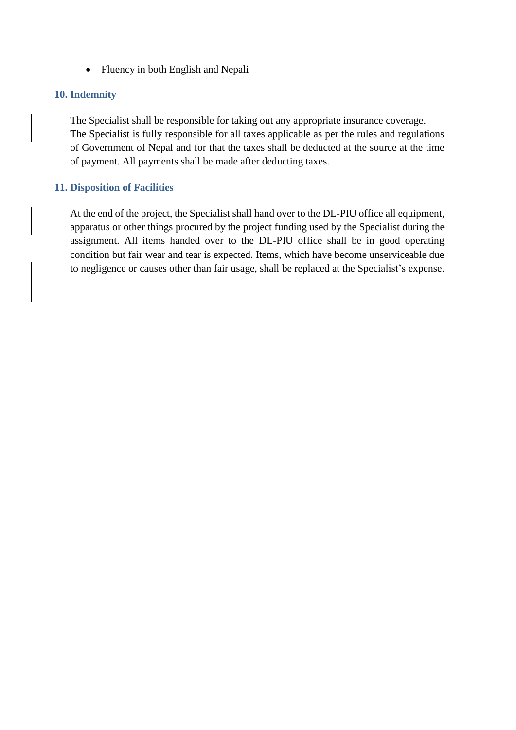- Fluency in both English and Nepali

## 10. Indemnity

The Specialist shall be responsible for taking out any appropriate insurance coverage. The Specialist is fully responsible for all taxes applicable as per the rules and regulations of Government of Nepal and for that the taxes shall be deducted at the source at the time of payment. All payments shall be made after deducting taxes.

## 11. Disposition of Facilities

At the end of the project, the Specialist shall hand over to the DL-PIU office all equipment, apparatus or other things procured by the project funding used by the Specialist during the assignment. All items handed over to the DL-PIU office shall be in good operating condition but fair wear and tear is expected. Items, which have become unserviceable due to negligence or causes other than fair usage, shall be replaced at the Specialist's expense.